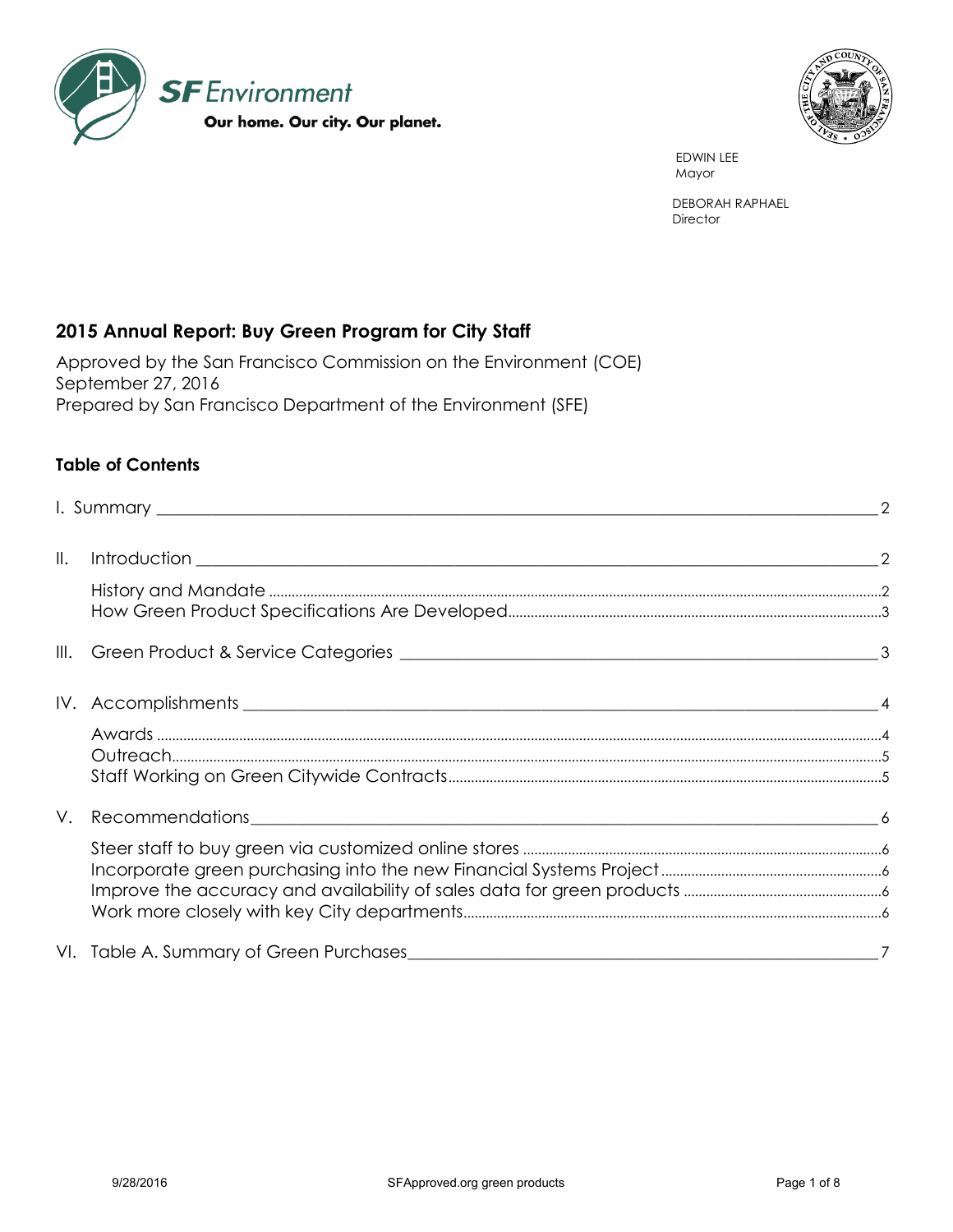SF Environment

Our home. Our city. Our planet.

EDWIN LEE
Mayor

DEBORAH RAPHAEL
Director

# 2015 Annual Report: Buy Green Program for City Staff

Approved by the San Francisco Commission on the Environment (COE)
September 27, 2016
Prepared by San Francisco Department of the Environment (SFE)

## Table of Contents

I. Summary ____ 2

II. Introduction ____ 2

- History and Mandate .... 2
- How Green Product Specifications Are Developed .... 3

III. Green Product & Service Categories ____ 3

IV. Accomplishments ____ 4

- Awards .... 4
- Outreach .... 5
- Staff Working on Green Citywide Contracts .... 5

V. Recommendations ____ 6

- Steer staff to buy green via customized online stores .... 6
- Incorporate green purchasing into the new Financial Systems Project .... 6
- Improve the accuracy and availability of sales data for green products .... 6
- Work more closely with key City departments .... 6

VI. Table A. Summary of Green Purchases ____ 7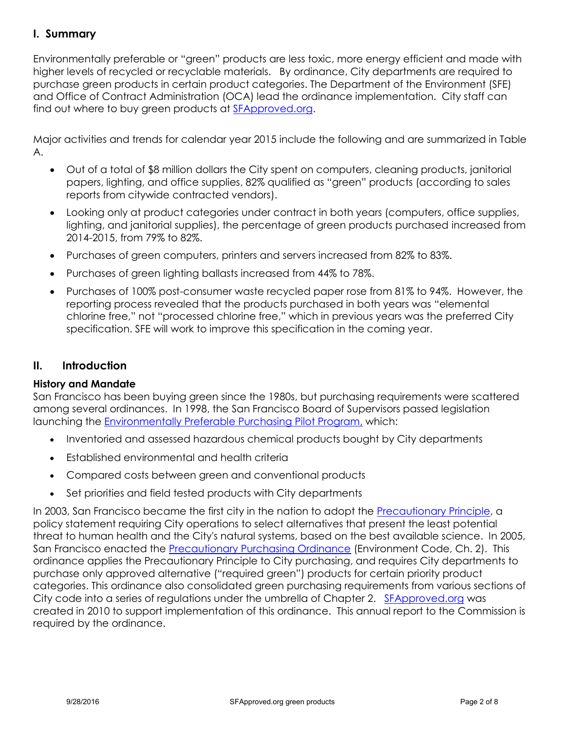## I. Summary

Environmentally preferable or "green" products are less toxic, more energy efficient and made with higher levels of recycled or recyclable materials. By ordinance, City departments are required to purchase green products in certain product categories. The Department of the Environment (SFE) and Office of Contract Administration (OCA) lead the ordinance implementation. City staff can find out where to buy green products at SFApproved.org.

Major activities and trends for calendar year 2015 include the following and are summarized in Table A.

- Out of a total of $8 million dollars the City spent on computers, cleaning products, janitorial papers, lighting, and office supplies, 82% qualified as "green" products (according to sales reports from citywide contracted vendors).
- Looking only at product categories under contract in both years (computers, office supplies, lighting, and janitorial supplies), the percentage of green products purchased increased from 2014-2015, from 79% to 82%.
- Purchases of green computers, printers and servers increased from 82% to 83%.
- Purchases of green lighting ballasts increased from 44% to 78%.
- Purchases of 100% post-consumer waste recycled paper rose from 81% to 94%. However, the reporting process revealed that the products purchased in both years was "elemental chlorine free," not "processed chlorine free," which in previous years was the preferred City specification. SFE will work to improve this specification in the coming year.

## II. Introduction

### History and Mandate

San Francisco has been buying green since the 1980s, but purchasing requirements were scattered among several ordinances. In 1998, the San Francisco Board of Supervisors passed legislation launching the Environmentally Preferable Purchasing Pilot Program, which:

- Inventoried and assessed hazardous chemical products bought by City departments
- Established environmental and health criteria
- Compared costs between green and conventional products
- Set priorities and field tested products with City departments

In 2003, San Francisco became the first city in the nation to adopt the Precautionary Principle, a policy statement requiring City operations to select alternatives that present the least potential threat to human health and the City's natural systems, based on the best available science. In 2005, San Francisco enacted the Precautionary Purchasing Ordinance (Environment Code, Ch. 2). This ordinance applies the Precautionary Principle to City purchasing, and requires City departments to purchase only approved alternative ("required green") products for certain priority product categories. This ordinance also consolidated green purchasing requirements from various sections of City code into a series of regulations under the umbrella of Chapter 2. SFApproved.org was created in 2010 to support implementation of this ordinance. This annual report to the Commission is required by the ordinance.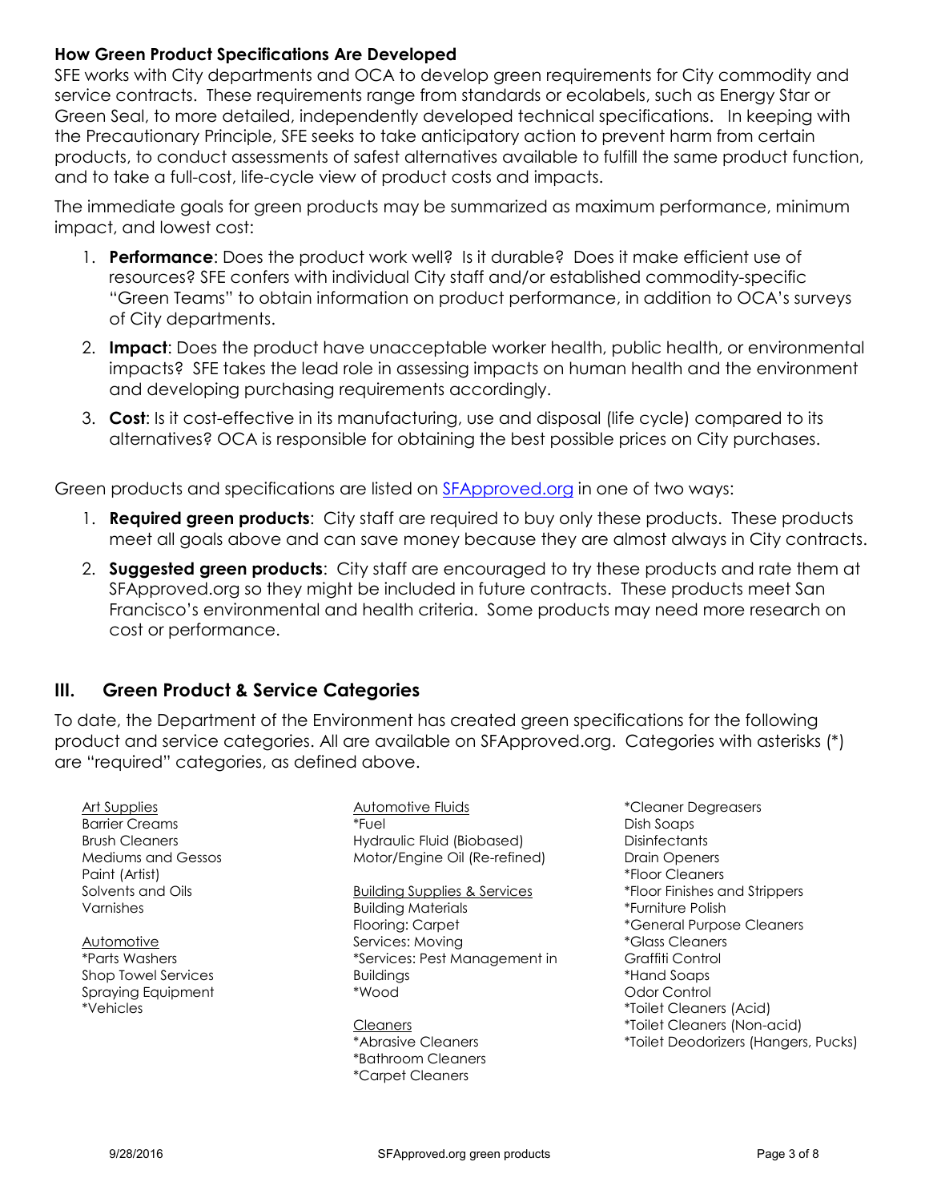### How Green Product Specifications Are Developed

SFE works with City departments and OCA to develop green requirements for City commodity and service contracts. These requirements range from standards or ecolabels, such as Energy Star or Green Seal, to more detailed, independently developed technical specifications. In keeping with the Precautionary Principle, SFE seeks to take anticipatory action to prevent harm from certain products, to conduct assessments of safest alternatives available to fulfill the same product function, and to take a full-cost, life-cycle view of product costs and impacts.

The immediate goals for green products may be summarized as maximum performance, minimum impact, and lowest cost:

1. **Performance**: Does the product work well? Is it durable? Does it make efficient use of resources? SFE confers with individual City staff and/or established commodity-specific "Green Teams" to obtain information on product performance, in addition to OCA's surveys of City departments.
2. **Impact**: Does the product have unacceptable worker health, public health, or environmental impacts? SFE takes the lead role in assessing impacts on human health and the environment and developing purchasing requirements accordingly.
3. **Cost**: Is it cost-effective in its manufacturing, use and disposal (life cycle) compared to its alternatives? OCA is responsible for obtaining the best possible prices on City purchases.

Green products and specifications are listed on [SFApproved.org](SFApproved.org) in one of two ways:

1. **Required green products**: City staff are required to buy only these products. These products meet all goals above and can save money because they are almost always in City contracts.
2. **Suggested green products**: City staff are encouraged to try these products and rate them at SFApproved.org so they might be included in future contracts. These products meet San Francisco's environmental and health criteria. Some products may need more research on cost or performance.

## III. Green Product & Service Categories

To date, the Department of the Environment has created green specifications for the following product and service categories. All are available on SFApproved.org. Categories with asterisks (*) are "required" categories, as defined above.

Art Supplies
- Barrier Creams
- Brush Cleaners
- Mediums and Gessos
- Paint (Artist)
- Solvents and Oils
- Varnishes

Automotive
- *Parts Washers
- Shop Towel Services
- Spraying Equipment
- *Vehicles

Automotive Fluids
- *Fuel
- Hydraulic Fluid (Biobased)
- Motor/Engine Oil (Re-refined)

Building Supplies & Services
- Building Materials
- Flooring: Carpet
- Services: Moving
- *Services: Pest Management in Buildings
- *Wood

Cleaners
- *Abrasive Cleaners
- *Bathroom Cleaners
- *Carpet Cleaners
- *Cleaner Degreasers
- Dish Soaps
- Disinfectants
- Drain Openers
- *Floor Cleaners
- *Floor Finishes and Strippers
- *Furniture Polish
- *General Purpose Cleaners
- *Glass Cleaners
- Graffiti Control
- *Hand Soaps
- Odor Control
- *Toilet Cleaners (Acid)
- *Toilet Cleaners (Non-acid)
- *Toilet Deodorizers (Hangers, Pucks)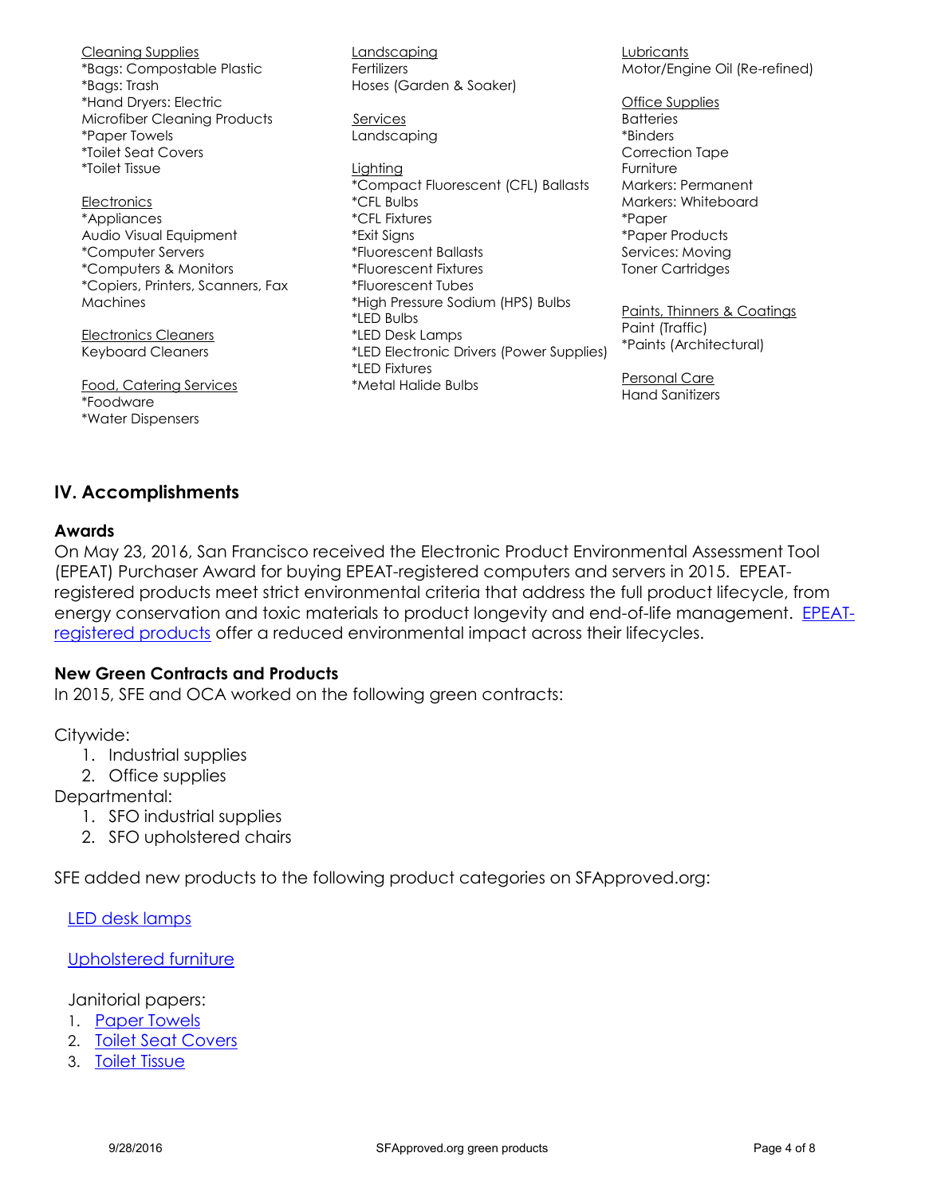Cleaning Supplies
*Bags: Compostable Plastic
*Bags: Trash
*Hand Dryers: Electric
Microfiber Cleaning Products
*Paper Towels
*Toilet Seat Covers
*Toilet Tissue

Electronics
*Appliances
Audio Visual Equipment
*Computer Servers
*Computers & Monitors
*Copiers, Printers, Scanners, Fax Machines

Electronics Cleaners
Keyboard Cleaners

Food, Catering Services
*Foodware
*Water Dispensers

Landscaping
Fertilizers
Hoses (Garden & Soaker)

Services
Landscaping

Lighting
*Compact Fluorescent (CFL) Ballasts
*CFL Bulbs
*CFL Fixtures
*Exit Signs
*Fluorescent Ballasts
*Fluorescent Fixtures
*Fluorescent Tubes
*High Pressure Sodium (HPS) Bulbs
*LED Bulbs
*LED Desk Lamps
*LED Electronic Drivers (Power Supplies)
*LED Fixtures
*Metal Halide Bulbs

Lubricants
Motor/Engine Oil (Re-refined)

Office Supplies
Batteries
*Binders
Correction Tape
Furniture
Markers: Permanent
Markers: Whiteboard
*Paper
*Paper Products
Services: Moving
Toner Cartridges

Paints, Thinners & Coatings
Paint (Traffic)
*Paints (Architectural)

Personal Care
Hand Sanitizers

## IV. Accomplishments

### Awards

On May 23, 2016, San Francisco received the Electronic Product Environmental Assessment Tool (EPEAT) Purchaser Award for buying EPEAT-registered computers and servers in 2015. EPEAT-registered products meet strict environmental criteria that address the full product lifecycle, from energy conservation and toxic materials to product longevity and end-of-life management. EPEAT-registered products offer a reduced environmental impact across their lifecycles.

### New Green Contracts and Products

In 2015, SFE and OCA worked on the following green contracts:

Citywide:
1. Industrial supplies
2. Office supplies

Departmental:
1. SFO industrial supplies
2. SFO upholstered chairs

SFE added new products to the following product categories on SFApproved.org:

LED desk lamps

Upholstered furniture

Janitorial papers:
1. Paper Towels
2. Toilet Seat Covers
3. Toilet Tissue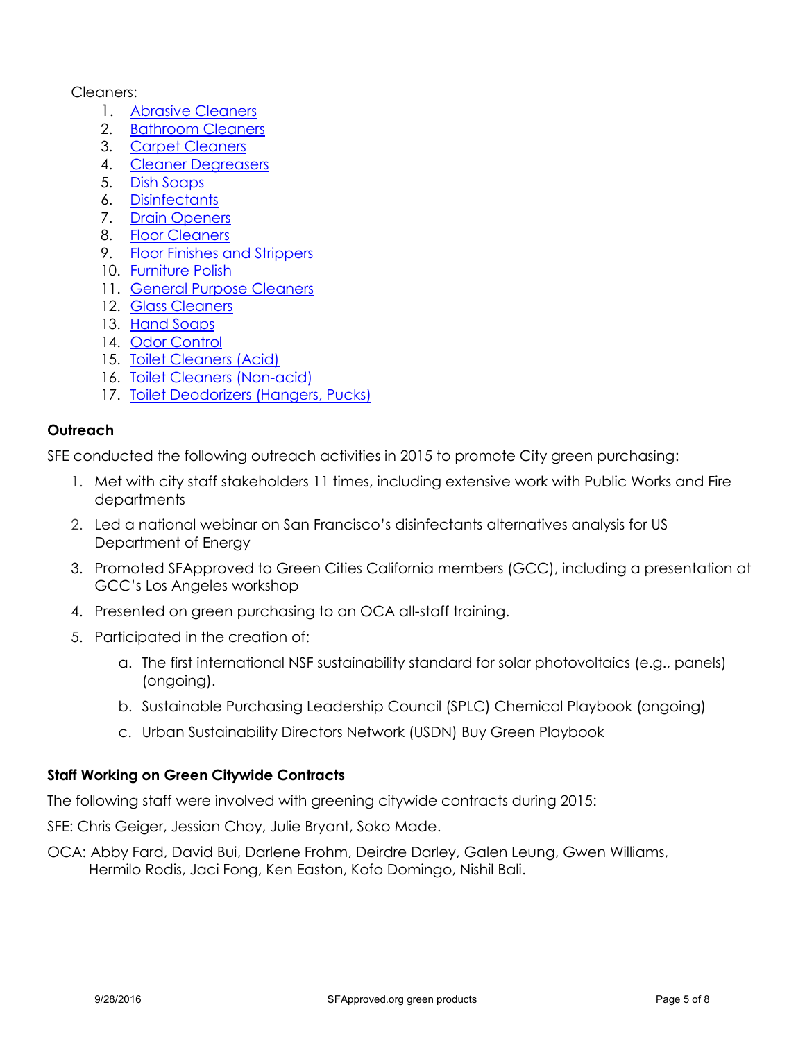Cleaners:

1. Abrasive Cleaners
2. Bathroom Cleaners
3. Carpet Cleaners
4. Cleaner Degreasers
5. Dish Soaps
6. Disinfectants
7. Drain Openers
8. Floor Cleaners
9. Floor Finishes and Strippers
10. Furniture Polish
11. General Purpose Cleaners
12. Glass Cleaners
13. Hand Soaps
14. Odor Control
15. Toilet Cleaners (Acid)
16. Toilet Cleaners (Non-acid)
17. Toilet Deodorizers (Hangers, Pucks)

**Outreach**

SFE conducted the following outreach activities in 2015 to promote City green purchasing:

1. Met with city staff stakeholders 11 times, including extensive work with Public Works and Fire departments
2. Led a national webinar on San Francisco's disinfectants alternatives analysis for US Department of Energy
3. Promoted SFApproved to Green Cities California members (GCC), including a presentation at GCC's Los Angeles workshop
4. Presented on green purchasing to an OCA all-staff training.
5. Participated in the creation of:
    a. The first international NSF sustainability standard for solar photovoltaics (e.g., panels) (ongoing).
    b. Sustainable Purchasing Leadership Council (SPLC) Chemical Playbook (ongoing)
    c. Urban Sustainability Directors Network (USDN) Buy Green Playbook

**Staff Working on Green Citywide Contracts**

The following staff were involved with greening citywide contracts during 2015:

SFE: Chris Geiger, Jessian Choy, Julie Bryant, Soko Made.

OCA: Abby Fard, David Bui, Darlene Frohm, Deirdre Darley, Galen Leung, Gwen Williams, Hermilo Rodis, Jaci Fong, Ken Easton, Kofo Domingo, Nishil Bali.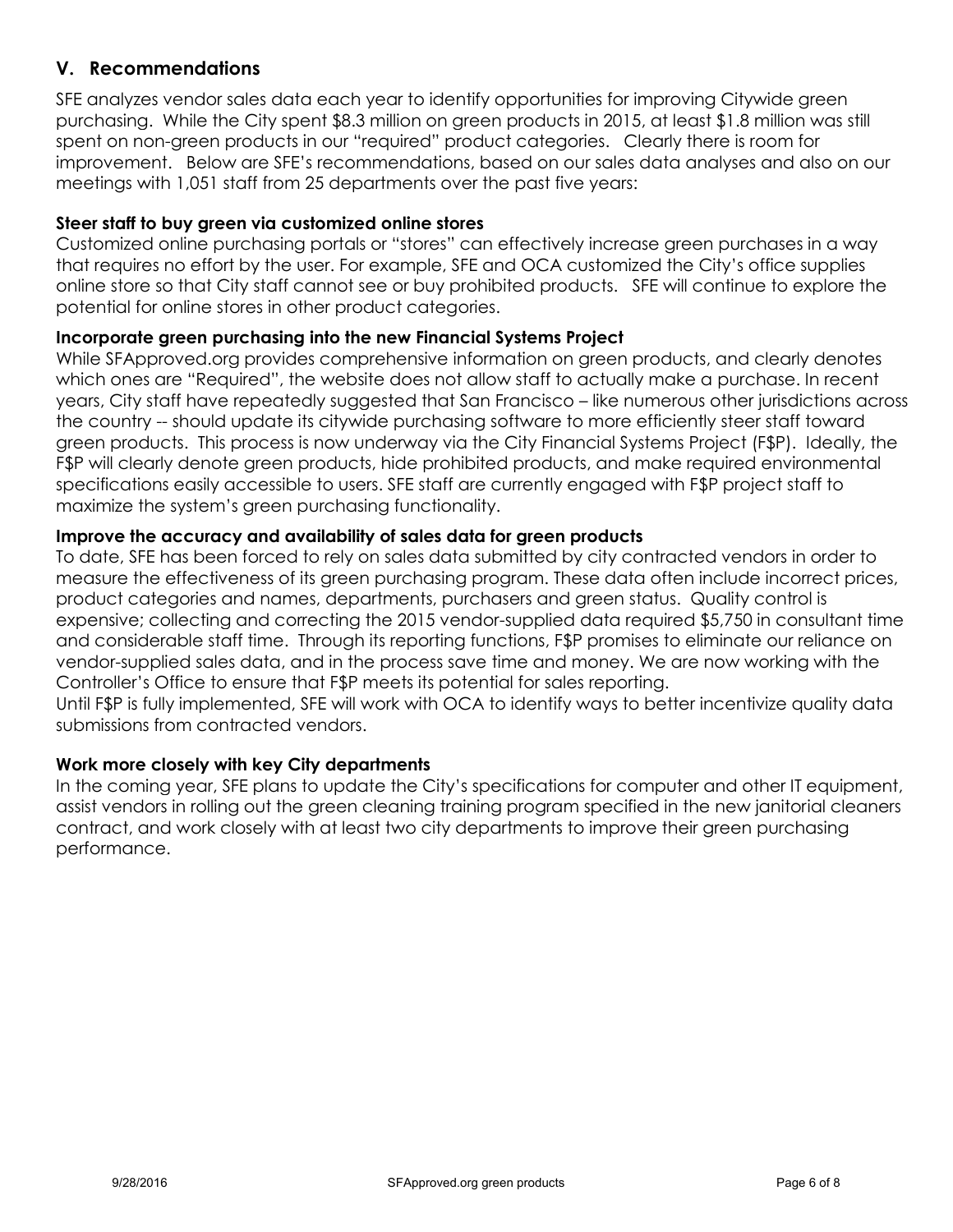## V. Recommendations

SFE analyzes vendor sales data each year to identify opportunities for improving Citywide green purchasing. While the City spent $8.3 million on green products in 2015, at least $1.8 million was still spent on non-green products in our "required" product categories. Clearly there is room for improvement. Below are SFE's recommendations, based on our sales data analyses and also on our meetings with 1,051 staff from 25 departments over the past five years:

**Steer staff to buy green via customized online stores**

Customized online purchasing portals or "stores" can effectively increase green purchases in a way that requires no effort by the user. For example, SFE and OCA customized the City's office supplies online store so that City staff cannot see or buy prohibited products. SFE will continue to explore the potential for online stores in other product categories.

**Incorporate green purchasing into the new Financial Systems Project**

While SFApproved.org provides comprehensive information on green products, and clearly denotes which ones are "Required", the website does not allow staff to actually make a purchase. In recent years, City staff have repeatedly suggested that San Francisco – like numerous other jurisdictions across the country -- should update its citywide purchasing software to more efficiently steer staff toward green products. This process is now underway via the City Financial Systems Project (F$P). Ideally, the F$P will clearly denote green products, hide prohibited products, and make required environmental specifications easily accessible to users. SFE staff are currently engaged with F$P project staff to maximize the system's green purchasing functionality.

**Improve the accuracy and availability of sales data for green products**

To date, SFE has been forced to rely on sales data submitted by city contracted vendors in order to measure the effectiveness of its green purchasing program. These data often include incorrect prices, product categories and names, departments, purchasers and green status. Quality control is expensive; collecting and correcting the 2015 vendor-supplied data required $5,750 in consultant time and considerable staff time. Through its reporting functions, F$P promises to eliminate our reliance on vendor-supplied sales data, and in the process save time and money. We are now working with the Controller's Office to ensure that F$P meets its potential for sales reporting.

Until F$P is fully implemented, SFE will work with OCA to identify ways to better incentivize quality data submissions from contracted vendors.

**Work more closely with key City departments**

In the coming year, SFE plans to update the City's specifications for computer and other IT equipment, assist vendors in rolling out the green cleaning training program specified in the new janitorial cleaners contract, and work closely with at least two city departments to improve their green purchasing performance.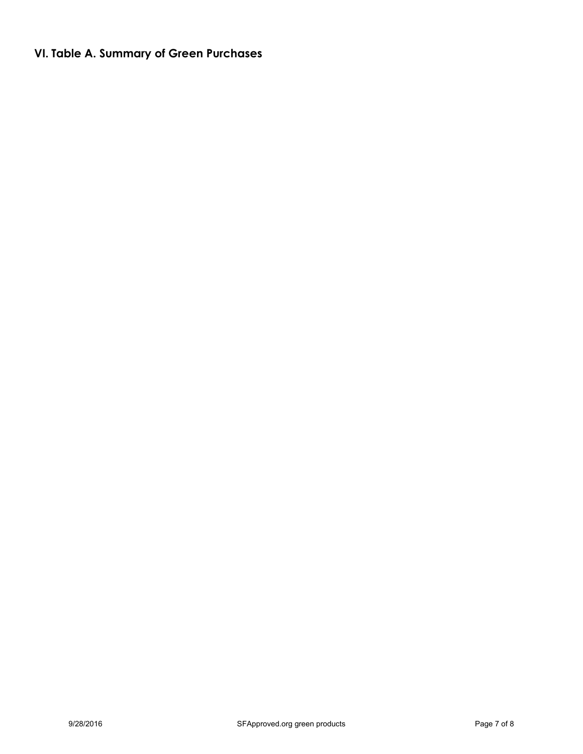## VI. Table A. Summary of Green Purchases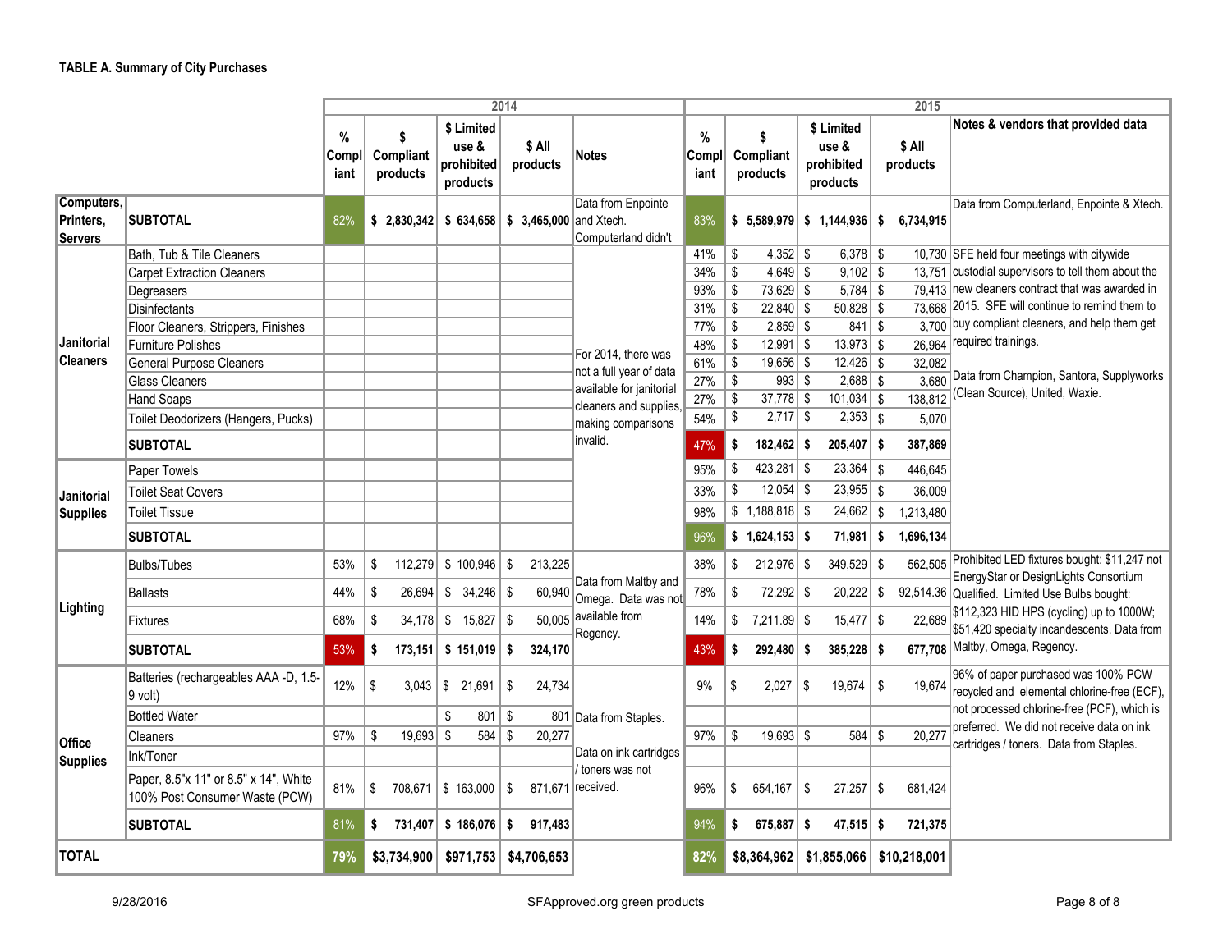**TABLE A. Summary of City Purchases**

| | | 2014 | | | | | 2015 | | | | |
|---|---|---|---|---|---|---|---|---|---|---|---|
| | | % Compliant | $ Compliant products | $ Limited use & prohibited products | $ All products | Notes | % Compliant | $ Compliant products | $ Limited use & prohibited products | $ All products | Notes & vendors that provided data |
| Computers, Printers, Servers | SUBTOTAL | 82% | $ 2,830,342 | $ 634,658 | $ 3,465,000 | Data from Enpointe and Xtech. Computerland didn't | 83% | $ 5,589,979 | $ 1,144,936 | $ 6,734,915 | Data from Computerland, Enpointe & Xtech. |
| Janitorial Cleaners | Bath, Tub & Tile Cleaners | | | | | For 2014, there was not a full year of data available for janitorial cleaners and supplies, making comparisons invalid. | 41% | $ 4,352 | $ 6,378 | $ 10,730 | SFE held four meetings with citywide custodial supervisors to tell them about the new cleaners contract that was awarded in 2015. SFE will continue to remind them to buy compliant cleaners, and help them get required trainings. Data from Champion, Santora, Supplyworks (Clean Source), United, Waxie. |
| | Carpet Extraction Cleaners | | | | | | 34% | $ 4,649 | $ 9,102 | $ 13,751 | |
| | Degreasers | | | | | | 93% | $ 73,629 | $ 5,784 | $ 79,413 | |
| | Disinfectants | | | | | | 31% | $ 22,840 | $ 50,828 | $ 73,668 | |
| | Floor Cleaners, Strippers, Finishes | | | | | | 77% | $ 2,859 | $ 841 | $ 3,700 | |
| | Furniture Polishes | | | | | | 48% | $ 12,991 | $ 13,973 | $ 26,964 | |
| | General Purpose Cleaners | | | | | | 61% | $ 19,656 | $ 12,426 | $ 32,082 | |
| | Glass Cleaners | | | | | | 27% | $ 993 | $ 2,688 | $ 3,680 | |
| | Hand Soaps | | | | | | 27% | $ 37,778 | $ 101,034 | $ 138,812 | |
| | Toilet Deodorizers (Hangers, Pucks) | | | | | | 54% | $ 2,717 | $ 2,353 | $ 5,070 | |
| | SUBTOTAL | | | | | | 47% | $ 182,462 | $ 205,407 | $ 387,869 | |
| Janitorial Supplies | Paper Towels | | | | | | 95% | $ 423,281 | $ 23,364 | $ 446,645 | |
| | Toilet Seat Covers | | | | | | 33% | $ 12,054 | $ 23,955 | $ 36,009 | |
| | Toilet Tissue | | | | | | 98% | $ 1,188,818 | $ 24,662 | $ 1,213,480 | |
| | SUBTOTAL | | | | | | 96% | $ 1,624,153 | $ 71,981 | $ 1,696,134 | |
| Lighting | Bulbs/Tubes | 53% | $ 112,279 | $ 100,946 | $ 213,225 | Data from Maltby and Omega. Data was not available from Regency. | 38% | $ 212,976 | $ 349,529 | $ 562,505 | Prohibited LED fixtures bought: $11,247 not EnergyStar or DesignLights Consortium Qualified. Limited Use Bulbs bought: $112,323 HID HPS (cycling) up to 1000W; $51,420 specialty incandescents. Data from Maltby, Omega, Regency. |
| | Ballasts | 44% | $ 26,694 | $ 34,246 | $ 60,940 | | 78% | $ 72,292 | $ 20,222 | $ 92,514.36 | |
| | Fixtures | 68% | $ 34,178 | $ 15,827 | $ 50,005 | | 14% | $ 7,211.89 | $ 15,477 | $ 22,689 | |
| | SUBTOTAL | 53% | $ 173,151 | $ 151,019 | $ 324,170 | | 43% | $ 292,480 | $ 385,228 | $ 677,708 | |
| Office Supplies | Batteries (rechargeables AAA -D, 1.5-9 volt) | 12% | $ 3,043 | $ 21,691 | $ 24,734 | Data from Staples. Data on ink cartridges / toners was not received. | 9% | $ 2,027 | $ 19,674 | $ 19,674 | 96% of paper purchased was 100% PCW recycled and elemental chlorine-free (ECF), not processed chlorine-free (PCF), which is preferred. We did not receive data on ink cartridges / toners. Data from Staples. |
| | Bottled Water | | | $ 801 | $ 801 | | | | | | |
| | Cleaners | 97% | $ 19,693 | $ 584 | $ 20,277 | | 97% | $ 19,693 | $ 584 | $ 20,277 | |
| | Ink/Toner | | | | | | | | | | |
| | Paper, 8.5"x 11" or 8.5" x 14", White 100% Post Consumer Waste (PCW) | 81% | $ 708,671 | $ 163,000 | $ 871,671 | | 96% | $ 654,167 | $ 27,257 | $ 681,424 | |
| | SUBTOTAL | 81% | $ 731,407 | $ 186,076 | $ 917,483 | | 94% | $ 675,887 | $ 47,515 | $ 721,375 | |
| TOTAL | | 79% | $3,734,900 | $971,753 | $4,706,653 | | 82% | $8,364,962 | $1,855,066 | $10,218,001 | |

9/28/2016

SFApproved.org green products